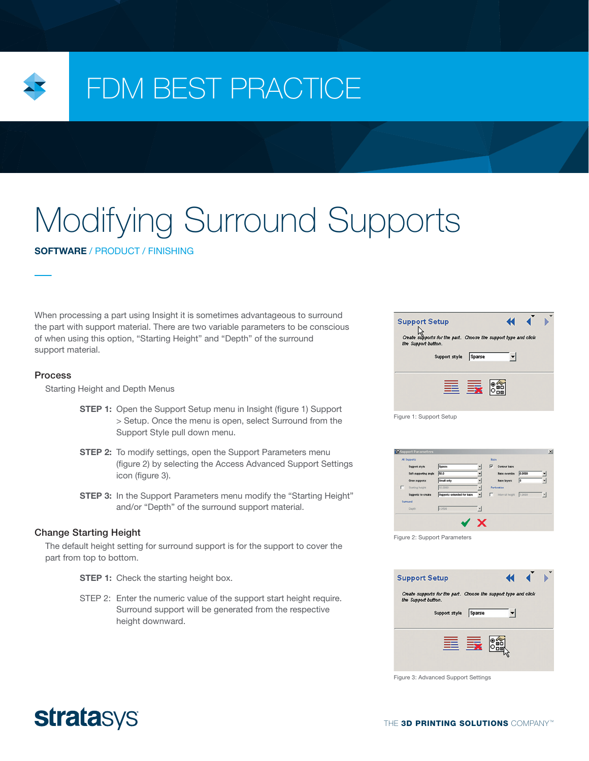# FDM BEST PRACTICE

# Modifying Surround Supports

**SOFTWARE** / PRODUCT / FINISHING

When processing a part using Insight it is sometimes advantageous to surround the part with support material. There are two variable parameters to be conscious of when using this option, "Starting Height" and "Depth" of the surround support material.

## Process

Starting Height and Depth Menus

**STEP 1:** Open the Support Setup menu in Insight (figure 1) Support > Setup. Once the menu is open, select Surround from the Support Style pull down menu.

**STEP 2:** To modify settings, open the Support Parameters menu (figure 2) by selecting the Access Advanced Support Settings icon (figure 3).

**STEP 3:** In the Support Parameters menu modify the "Starting Height" and/or "Depth" of the surround support material.

## Change Starting Height

The default height setting for surround support is for the support to cover the part from top to bottom.

**STEP 1:** Check the starting height box.

STEP 2: Enter the numeric value of the support start height require. Surround support will be generated from the respective height downward.

Figure 1: Support Setup

Figure 2: Support Parameters

Figure 3: Advanced Support Settings

THE **3D PRINTING SOLUTIONS** COMPANY™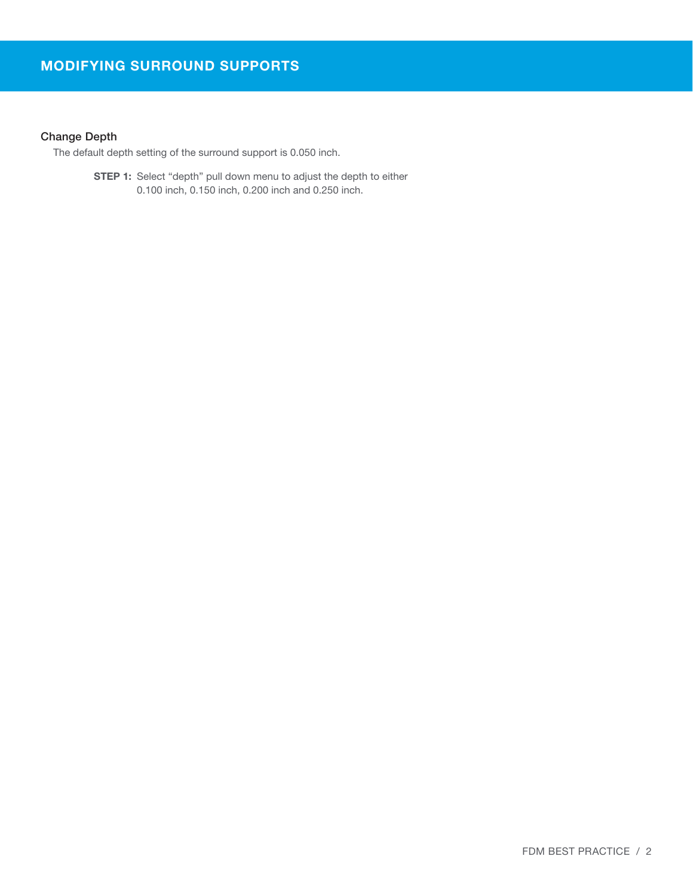## MODIFYING SURROUND SUPPORTS

### Change Depth

The default depth setting of the surround support is 0.050 inch.

**STEP 1:** Select “depth” pull down menu to adjust the depth to either 0.100 inch, 0.150 inch, 0.200 inch and 0.250 inch.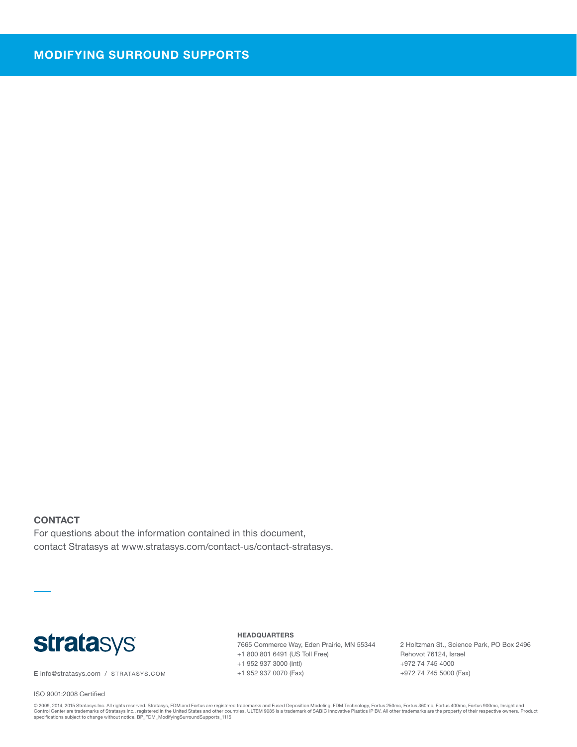**CONTACT**

For questions about the information contained in this document, contact Stratasys at www.stratasys.com/contact-us/contact-stratasys.

**stratasys**

E info@stratasys.com / STRATASYS.COM

**HEADQUARTERS**

7665 Commerce Way, Eden Prairie, MN 55344
+1 800 801 6491 (US Toll Free)
+1 952 937 3000 (Intl)
+1 952 937 0070 (Fax)

2 Holtzman St., Science Park, PO Box 2496
Rehovot 76124, Israel
+972 74 745 4000
+972 74 745 5000 (Fax)

ISO 9001:2008 Certified

© 2009, 2014, 2015 Stratasys Inc. All rights reserved. Stratasys, FDM and Fortus are registered trademarks and Fused Deposition Modeling, FDM Technology, Fortus 250mc, Fortus 360mc, Fortus 400mc, Fortus 900mc, Insight and Control Center are trademarks of Stratasys Inc., registered in the United States and other countries. ULTEM 9085 is a trademark of SABIC Innovative Plastics IP BV. All other trademarks are the property of their respective owners. Product specifications subject to change without notice. BP_FDM_ModifyingSurroundSupports_1115